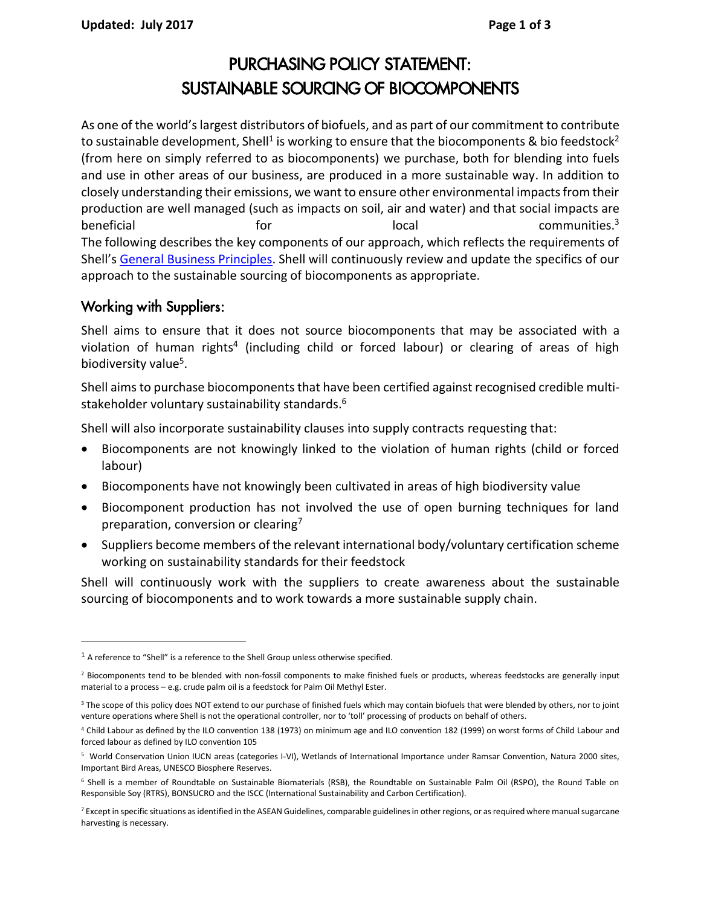# PURCHASING POLICY STATEMENT: SUSTAINABLE SOURCING OF BIOCOMPONENTS

As one of the world's largest distributors of biofuels, and as part of our commitment to contribute to sustainable development, Shell[1] is working to ensure that the biocomponents & bio feedstock[2] (from here on simply referred to as biocomponents) we purchase, both for blending into fuels and use in other areas of our business, are produced in a more sustainable way. In addition to closely understanding their emissions, we want to ensure other environmental impacts from their production are well managed (such as impacts on soil, air and water) and that social impacts are beneficial for local communities.[3]

The following describes the key components of our approach, which reflects the requirements of Shell's General Business Principles. Shell will continuously review and update the specifics of our approach to the sustainable sourcing of biocomponents as appropriate.

## Working with Suppliers:

Shell aims to ensure that it does not source biocomponents that may be associated with a violation of human rights[4] (including child or forced labour) or clearing of areas of high biodiversity value[5].

Shell aims to purchase biocomponents that have been certified against recognised credible multi-stakeholder voluntary sustainability standards.[6]

Shell will also incorporate sustainability clauses into supply contracts requesting that:

- Biocomponents are not knowingly linked to the violation of human rights (child or forced labour)
- Biocomponents have not knowingly been cultivated in areas of high biodiversity value
- Biocomponent production has not involved the use of open burning techniques for land preparation, conversion or clearing[7]
- Suppliers become members of the relevant international body/voluntary certification scheme working on sustainability standards for their feedstock

Shell will continuously work with the suppliers to create awareness about the sustainable sourcing of biocomponents and to work towards a more sustainable supply chain.

---

[1] A reference to "Shell" is a reference to the Shell Group unless otherwise specified.

[2] Biocomponents tend to be blended with non-fossil components to make finished fuels or products, whereas feedstocks are generally input material to a process – e.g. crude palm oil is a feedstock for Palm Oil Methyl Ester.

[3] The scope of this policy does NOT extend to our purchase of finished fuels which may contain biofuels that were blended by others, nor to joint venture operations where Shell is not the operational controller, nor to 'toll' processing of products on behalf of others.

[4] Child Labour as defined by the ILO convention 138 (1973) on minimum age and ILO convention 182 (1999) on worst forms of Child Labour and forced labour as defined by ILO convention 105

[5] World Conservation Union IUCN areas (categories I-VI), Wetlands of International Importance under Ramsar Convention, Natura 2000 sites, Important Bird Areas, UNESCO Biosphere Reserves.

[6] Shell is a member of Roundtable on Sustainable Biomaterials (RSB), the Roundtable on Sustainable Palm Oil (RSPO), the Round Table on Responsible Soy (RTRS), BONSUCRO and the ISCC (International Sustainability and Carbon Certification).

[7] Except in specific situations as identified in the ASEAN Guidelines, comparable guidelines in other regions, or as required where manual sugarcane harvesting is necessary.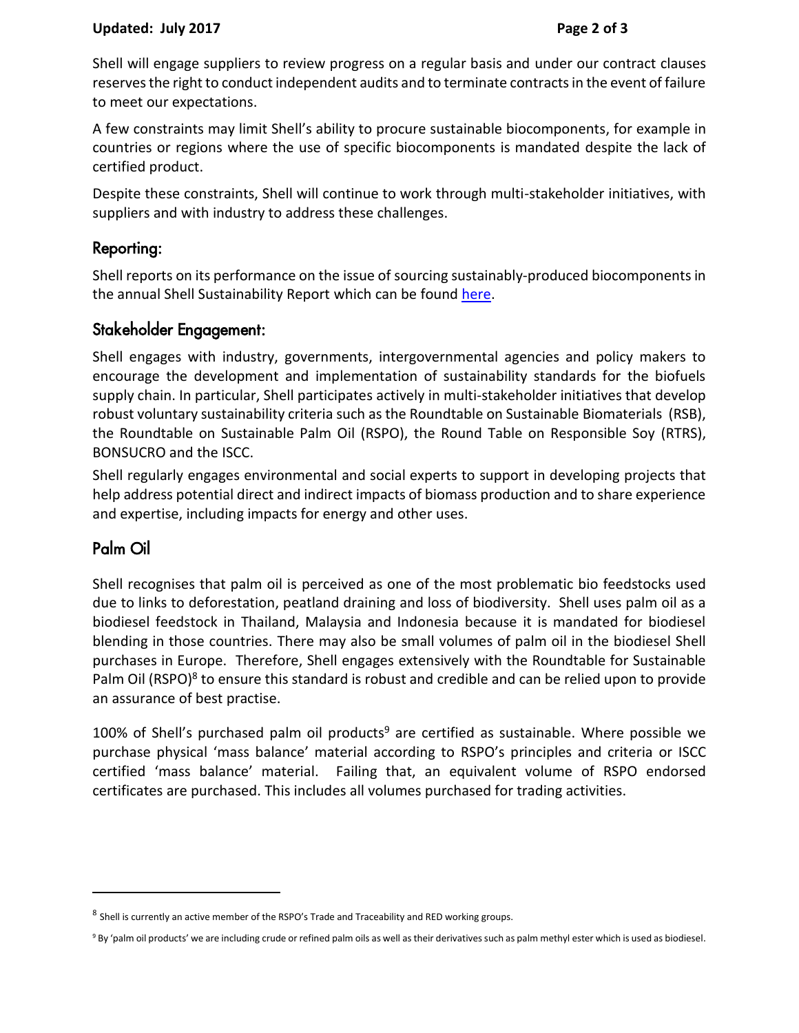Shell will engage suppliers to review progress on a regular basis and under our contract clauses reserves the right to conduct independent audits and to terminate contracts in the event of failure to meet our expectations.

A few constraints may limit Shell's ability to procure sustainable biocomponents, for example in countries or regions where the use of specific biocomponents is mandated despite the lack of certified product.

Despite these constraints, Shell will continue to work through multi-stakeholder initiatives, with suppliers and with industry to address these challenges.

## Reporting:

Shell reports on its performance on the issue of sourcing sustainably-produced biocomponents in the annual Shell Sustainability Report which can be found here.

## Stakeholder Engagement:

Shell engages with industry, governments, intergovernmental agencies and policy makers to encourage the development and implementation of sustainability standards for the biofuels supply chain. In particular, Shell participates actively in multi-stakeholder initiatives that develop robust voluntary sustainability criteria such as the Roundtable on Sustainable Biomaterials (RSB), the Roundtable on Sustainable Palm Oil (RSPO), the Round Table on Responsible Soy (RTRS), BONSUCRO and the ISCC.

Shell regularly engages environmental and social experts to support in developing projects that help address potential direct and indirect impacts of biomass production and to share experience and expertise, including impacts for energy and other uses.

## Palm Oil

Shell recognises that palm oil is perceived as one of the most problematic bio feedstocks used due to links to deforestation, peatland draining and loss of biodiversity. Shell uses palm oil as a biodiesel feedstock in Thailand, Malaysia and Indonesia because it is mandated for biodiesel blending in those countries. There may also be small volumes of palm oil in the biodiesel Shell purchases in Europe. Therefore, Shell engages extensively with the Roundtable for Sustainable Palm Oil (RSPO)[8] to ensure this standard is robust and credible and can be relied upon to provide an assurance of best practise.

100% of Shell's purchased palm oil products[9] are certified as sustainable. Where possible we purchase physical 'mass balance' material according to RSPO's principles and criteria or ISCC certified 'mass balance' material. Failing that, an equivalent volume of RSPO endorsed certificates are purchased. This includes all volumes purchased for trading activities.

---

[8] Shell is currently an active member of the RSPO's Trade and Traceability and RED working groups.

[9] By 'palm oil products' we are including crude or refined palm oils as well as their derivatives such as palm methyl ester which is used as biodiesel.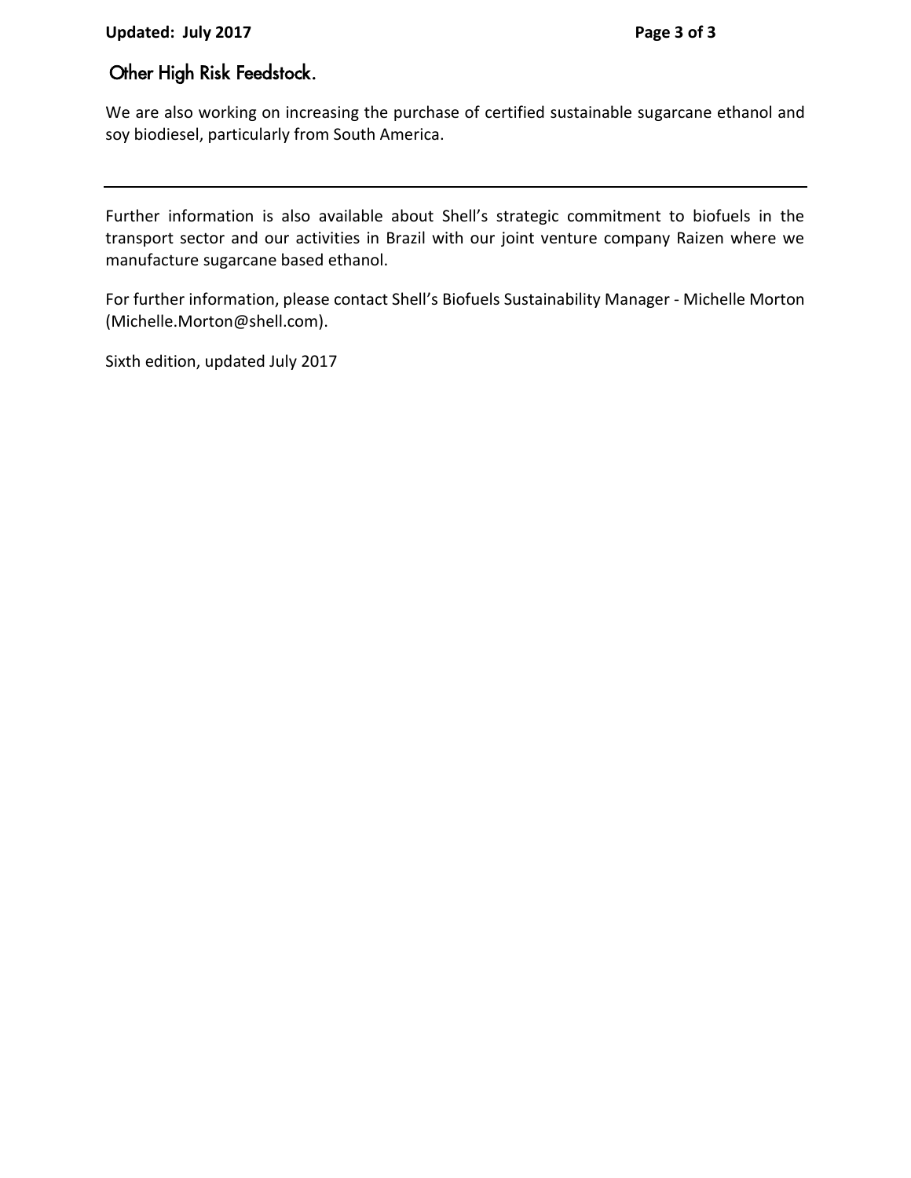## Other High Risk Feedstock.

We are also working on increasing the purchase of certified sustainable sugarcane ethanol and soy biodiesel, particularly from South America.

---

Further information is also available about Shell's strategic commitment to biofuels in the transport sector and our activities in Brazil with our joint venture company Raizen where we manufacture sugarcane based ethanol.

For further information, please contact Shell's Biofuels Sustainability Manager - Michelle Morton (Michelle.Morton@shell.com).

Sixth edition, updated July 2017